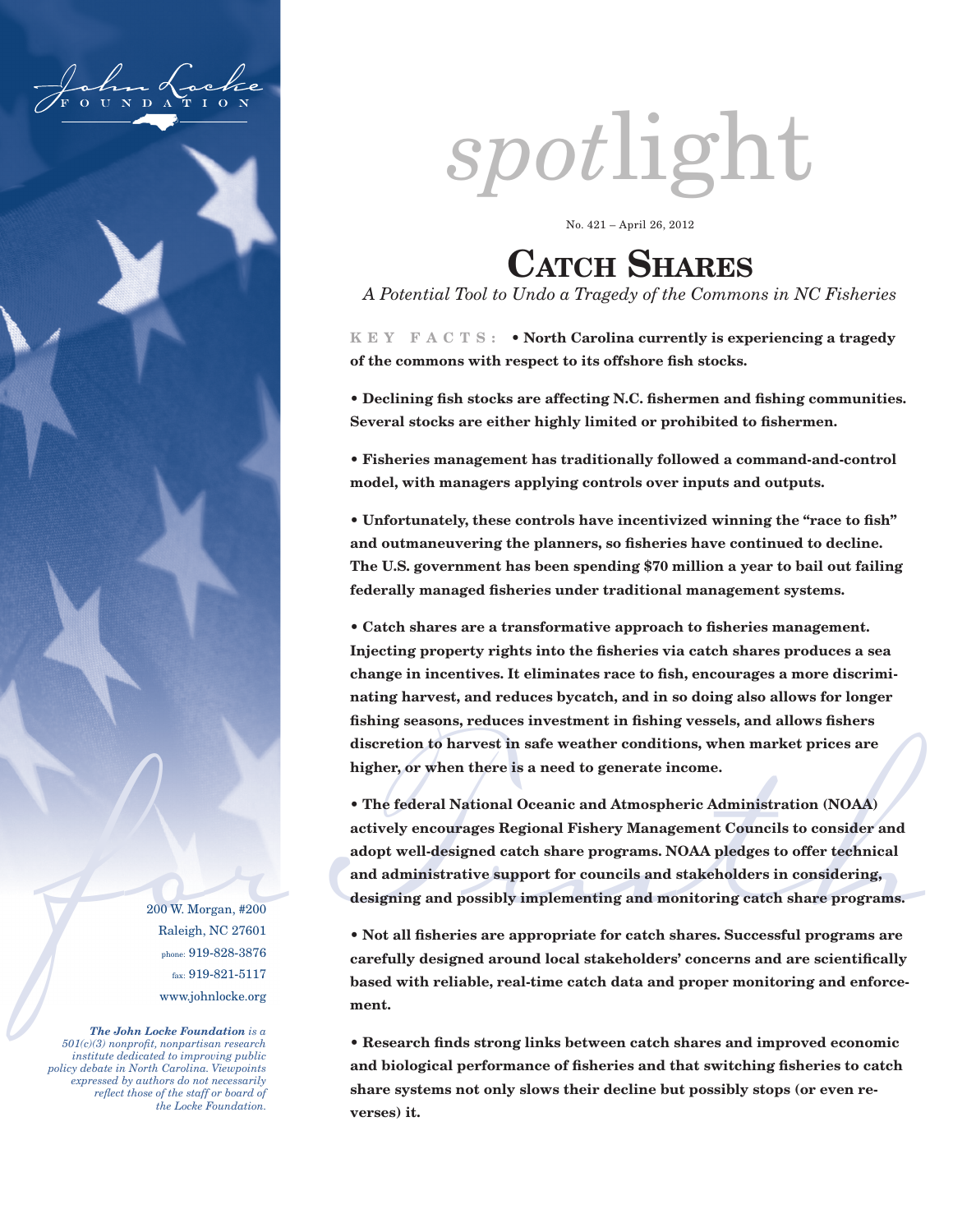John Locke Foundation

# spotlight

No. 421 – April 26, 2012

## Catch Shares

*A Potential Tool to Undo a Tragedy of the Commons in NC Fisheries*

**KEY FACTS:** **• North Carolina currently is experiencing a tragedy of the commons with respect to its offshore fish stocks.**

**• Declining fish stocks are affecting N.C. fishermen and fishing communities. Several stocks are either highly limited or prohibited to fishermen.**

**• Fisheries management has traditionally followed a command-and-control model, with managers applying controls over inputs and outputs.**

**• Unfortunately, these controls have incentivized winning the "race to fish" and outmaneuvering the planners, so fisheries have continued to decline. The U.S. government has been spending $70 million a year to bail out failing federally managed fisheries under traditional management systems.**

**• Catch shares are a transformative approach to fisheries management. Injecting property rights into the fisheries via catch shares produces a sea change in incentives. It eliminates race to fish, encourages a more discriminating harvest, and reduces bycatch, and in so doing also allows for longer fishing seasons, reduces investment in fishing vessels, and allows fishers discretion to harvest in safe weather conditions, when market prices are higher, or when there is a need to generate income.**

**• The federal National Oceanic and Atmospheric Administration (NOAA) actively encourages Regional Fishery Management Councils to consider and adopt well-designed catch share programs. NOAA pledges to offer technical and administrative support for councils and stakeholders in considering, designing and possibly implementing and monitoring catch share programs.**

**• Not all fisheries are appropriate for catch shares. Successful programs are carefully designed around local stakeholders' concerns and are scientifically based with reliable, real-time catch data and proper monitoring and enforcement.**

**• Research finds strong links between catch shares and improved economic and biological performance of fisheries and that switching fisheries to catch share systems not only slows their decline but possibly stops (or even reverses) it.**

200 W. Morgan, #200
Raleigh, NC 27601
phone: 919-828-3876
fax: 919-821-5117
www.johnlocke.org

***The John Locke Foundation** is a 501(c)(3) nonprofit, nonpartisan research institute dedicated to improving public policy debate in North Carolina. Viewpoints expressed by authors do not necessarily reflect those of the staff or board of the Locke Foundation.*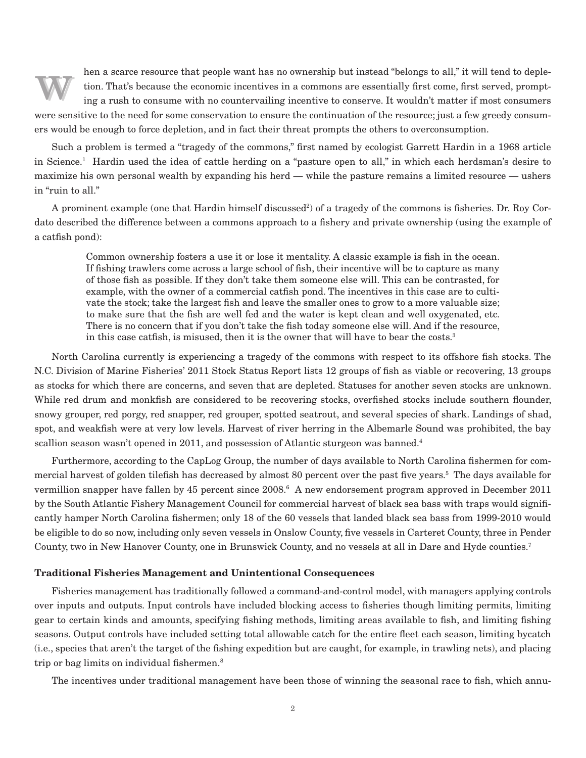When a scarce resource that people want has no ownership but instead "belongs to all," it will tend to depletion. That's because the economic incentives in a commons are essentially first come, first served, prompting a rush to consume with no countervailing incentive to conserve. It wouldn't matter if most consumers were sensitive to the need for some conservation to ensure the continuation of the resource; just a few greedy consumers would be enough to force depletion, and in fact their threat prompts the others to overconsumption.

Such a problem is termed a "tragedy of the commons," first named by ecologist Garrett Hardin in a 1968 article in Science.[1] Hardin used the idea of cattle herding on a "pasture open to all," in which each herdsman's desire to maximize his own personal wealth by expanding his herd — while the pasture remains a limited resource — ushers in "ruin to all."

A prominent example (one that Hardin himself discussed[2]) of a tragedy of the commons is fisheries. Dr. Roy Cordato described the difference between a commons approach to a fishery and private ownership (using the example of a catfish pond):

> Common ownership fosters a use it or lose it mentality. A classic example is fish in the ocean. If fishing trawlers come across a large school of fish, their incentive will be to capture as many of those fish as possible. If they don't take them someone else will. This can be contrasted, for example, with the owner of a commercial catfish pond. The incentives in this case are to cultivate the stock; take the largest fish and leave the smaller ones to grow to a more valuable size; to make sure that the fish are well fed and the water is kept clean and well oxygenated, etc. There is no concern that if you don't take the fish today someone else will. And if the resource, in this case catfish, is misused, then it is the owner that will have to bear the costs.[3]

North Carolina currently is experiencing a tragedy of the commons with respect to its offshore fish stocks. The N.C. Division of Marine Fisheries' 2011 Stock Status Report lists 12 groups of fish as viable or recovering, 13 groups as stocks for which there are concerns, and seven that are depleted. Statuses for another seven stocks are unknown. While red drum and monkfish are considered to be recovering stocks, overfished stocks include southern flounder, snowy grouper, red porgy, red snapper, red grouper, spotted seatrout, and several species of shark. Landings of shad, spot, and weakfish were at very low levels. Harvest of river herring in the Albemarle Sound was prohibited, the bay scallion season wasn't opened in 2011, and possession of Atlantic sturgeon was banned.[4]

Furthermore, according to the CapLog Group, the number of days available to North Carolina fishermen for commercial harvest of golden tilefish has decreased by almost 80 percent over the past five years.[5] The days available for vermillion snapper have fallen by 45 percent since 2008.[6] A new endorsement program approved in December 2011 by the South Atlantic Fishery Management Council for commercial harvest of black sea bass with traps would significantly hamper North Carolina fishermen; only 18 of the 60 vessels that landed black sea bass from 1999-2010 would be eligible to do so now, including only seven vessels in Onslow County, five vessels in Carteret County, three in Pender County, two in New Hanover County, one in Brunswick County, and no vessels at all in Dare and Hyde counties.[7]

**Traditional Fisheries Management and Unintentional Consequences**

Fisheries management has traditionally followed a command-and-control model, with managers applying controls over inputs and outputs. Input controls have included blocking access to fisheries though limiting permits, limiting gear to certain kinds and amounts, specifying fishing methods, limiting areas available to fish, and limiting fishing seasons. Output controls have included setting total allowable catch for the entire fleet each season, limiting bycatch (i.e., species that aren't the target of the fishing expedition but are caught, for example, in trawling nets), and placing trip or bag limits on individual fishermen.[8]

The incentives under traditional management have been those of winning the seasonal race to fish, which annu-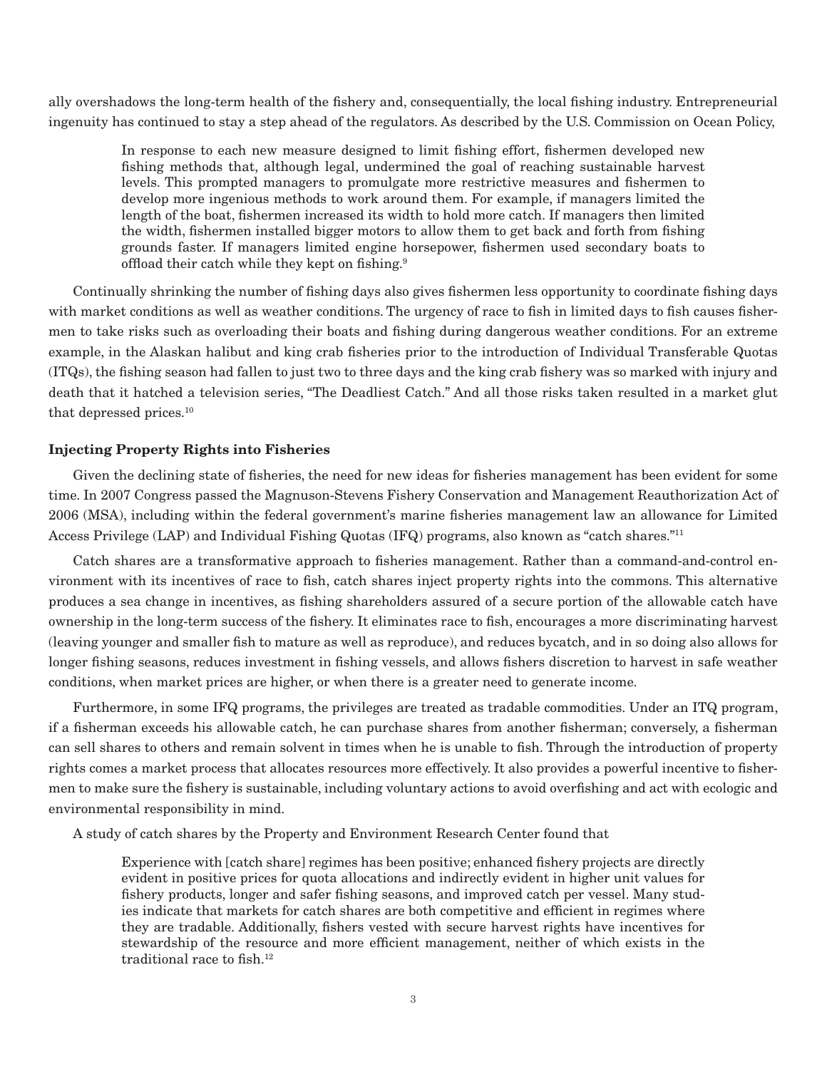ally overshadows the long-term health of the fishery and, consequentially, the local fishing industry. Entrepreneurial ingenuity has continued to stay a step ahead of the regulators. As described by the U.S. Commission on Ocean Policy,

> In response to each new measure designed to limit fishing effort, fishermen developed new fishing methods that, although legal, undermined the goal of reaching sustainable harvest levels. This prompted managers to promulgate more restrictive measures and fishermen to develop more ingenious methods to work around them. For example, if managers limited the length of the boat, fishermen increased its width to hold more catch. If managers then limited the width, fishermen installed bigger motors to allow them to get back and forth from fishing grounds faster. If managers limited engine horsepower, fishermen used secondary boats to offload their catch while they kept on fishing.[9]

Continually shrinking the number of fishing days also gives fishermen less opportunity to coordinate fishing days with market conditions as well as weather conditions. The urgency of race to fish in limited days to fish causes fishermen to take risks such as overloading their boats and fishing during dangerous weather conditions. For an extreme example, in the Alaskan halibut and king crab fisheries prior to the introduction of Individual Transferable Quotas (ITQs), the fishing season had fallen to just two to three days and the king crab fishery was so marked with injury and death that it hatched a television series, "The Deadliest Catch." And all those risks taken resulted in a market glut that depressed prices.[10]

### Injecting Property Rights into Fisheries

Given the declining state of fisheries, the need for new ideas for fisheries management has been evident for some time. In 2007 Congress passed the Magnuson-Stevens Fishery Conservation and Management Reauthorization Act of 2006 (MSA), including within the federal government's marine fisheries management law an allowance for Limited Access Privilege (LAP) and Individual Fishing Quotas (IFQ) programs, also known as "catch shares."[11]

Catch shares are a transformative approach to fisheries management. Rather than a command-and-control environment with its incentives of race to fish, catch shares inject property rights into the commons. This alternative produces a sea change in incentives, as fishing shareholders assured of a secure portion of the allowable catch have ownership in the long-term success of the fishery. It eliminates race to fish, encourages a more discriminating harvest (leaving younger and smaller fish to mature as well as reproduce), and reduces bycatch, and in so doing also allows for longer fishing seasons, reduces investment in fishing vessels, and allows fishers discretion to harvest in safe weather conditions, when market prices are higher, or when there is a greater need to generate income.

Furthermore, in some IFQ programs, the privileges are treated as tradable commodities. Under an ITQ program, if a fisherman exceeds his allowable catch, he can purchase shares from another fisherman; conversely, a fisherman can sell shares to others and remain solvent in times when he is unable to fish. Through the introduction of property rights comes a market process that allocates resources more effectively. It also provides a powerful incentive to fishermen to make sure the fishery is sustainable, including voluntary actions to avoid overfishing and act with ecologic and environmental responsibility in mind.

A study of catch shares by the Property and Environment Research Center found that

> Experience with [catch share] regimes has been positive; enhanced fishery projects are directly evident in positive prices for quota allocations and indirectly evident in higher unit values for fishery products, longer and safer fishing seasons, and improved catch per vessel. Many studies indicate that markets for catch shares are both competitive and efficient in regimes where they are tradable. Additionally, fishers vested with secure harvest rights have incentives for stewardship of the resource and more efficient management, neither of which exists in the traditional race to fish.[12]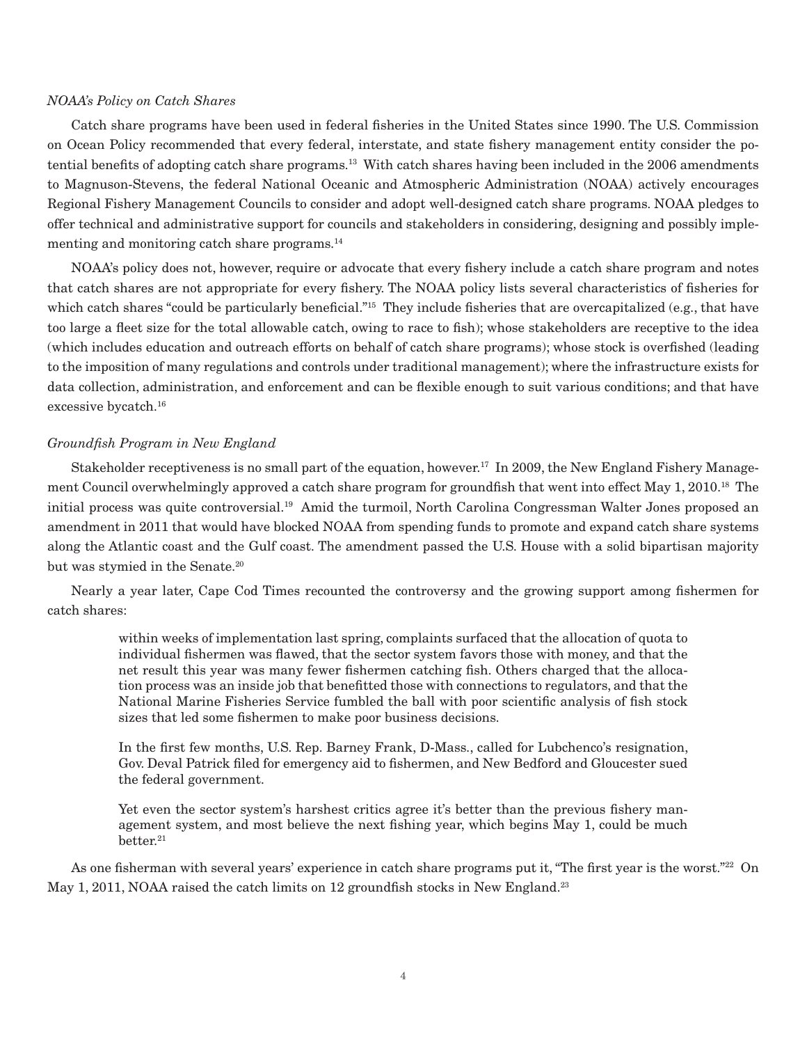*NOAA's Policy on Catch Shares*

Catch share programs have been used in federal fisheries in the United States since 1990. The U.S. Commission on Ocean Policy recommended that every federal, interstate, and state fishery management entity consider the potential benefits of adopting catch share programs.[13] With catch shares having been included in the 2006 amendments to Magnuson-Stevens, the federal National Oceanic and Atmospheric Administration (NOAA) actively encourages Regional Fishery Management Councils to consider and adopt well-designed catch share programs. NOAA pledges to offer technical and administrative support for councils and stakeholders in considering, designing and possibly implementing and monitoring catch share programs.[14]

NOAA's policy does not, however, require or advocate that every fishery include a catch share program and notes that catch shares are not appropriate for every fishery. The NOAA policy lists several characteristics of fisheries for which catch shares "could be particularly beneficial."[15] They include fisheries that are overcapitalized (e.g., that have too large a fleet size for the total allowable catch, owing to race to fish); whose stakeholders are receptive to the idea (which includes education and outreach efforts on behalf of catch share programs); whose stock is overfished (leading to the imposition of many regulations and controls under traditional management); where the infrastructure exists for data collection, administration, and enforcement and can be flexible enough to suit various conditions; and that have excessive bycatch.[16]

*Groundfish Program in New England*

Stakeholder receptiveness is no small part of the equation, however.[17] In 2009, the New England Fishery Management Council overwhelmingly approved a catch share program for groundfish that went into effect May 1, 2010.[18] The initial process was quite controversial.[19] Amid the turmoil, North Carolina Congressman Walter Jones proposed an amendment in 2011 that would have blocked NOAA from spending funds to promote and expand catch share systems along the Atlantic coast and the Gulf coast. The amendment passed the U.S. House with a solid bipartisan majority but was stymied in the Senate.[20]

Nearly a year later, Cape Cod Times recounted the controversy and the growing support among fishermen for catch shares:

> within weeks of implementation last spring, complaints surfaced that the allocation of quota to individual fishermen was flawed, that the sector system favors those with money, and that the net result this year was many fewer fishermen catching fish. Others charged that the allocation process was an inside job that benefitted those with connections to regulators, and that the National Marine Fisheries Service fumbled the ball with poor scientific analysis of fish stock sizes that led some fishermen to make poor business decisions.
>
> In the first few months, U.S. Rep. Barney Frank, D-Mass., called for Lubchenco's resignation, Gov. Deval Patrick filed for emergency aid to fishermen, and New Bedford and Gloucester sued the federal government.
>
> Yet even the sector system's harshest critics agree it's better than the previous fishery management system, and most believe the next fishing year, which begins May 1, could be much better.[21]

As one fisherman with several years' experience in catch share programs put it, "The first year is the worst."[22] On May 1, 2011, NOAA raised the catch limits on 12 groundfish stocks in New England.[23]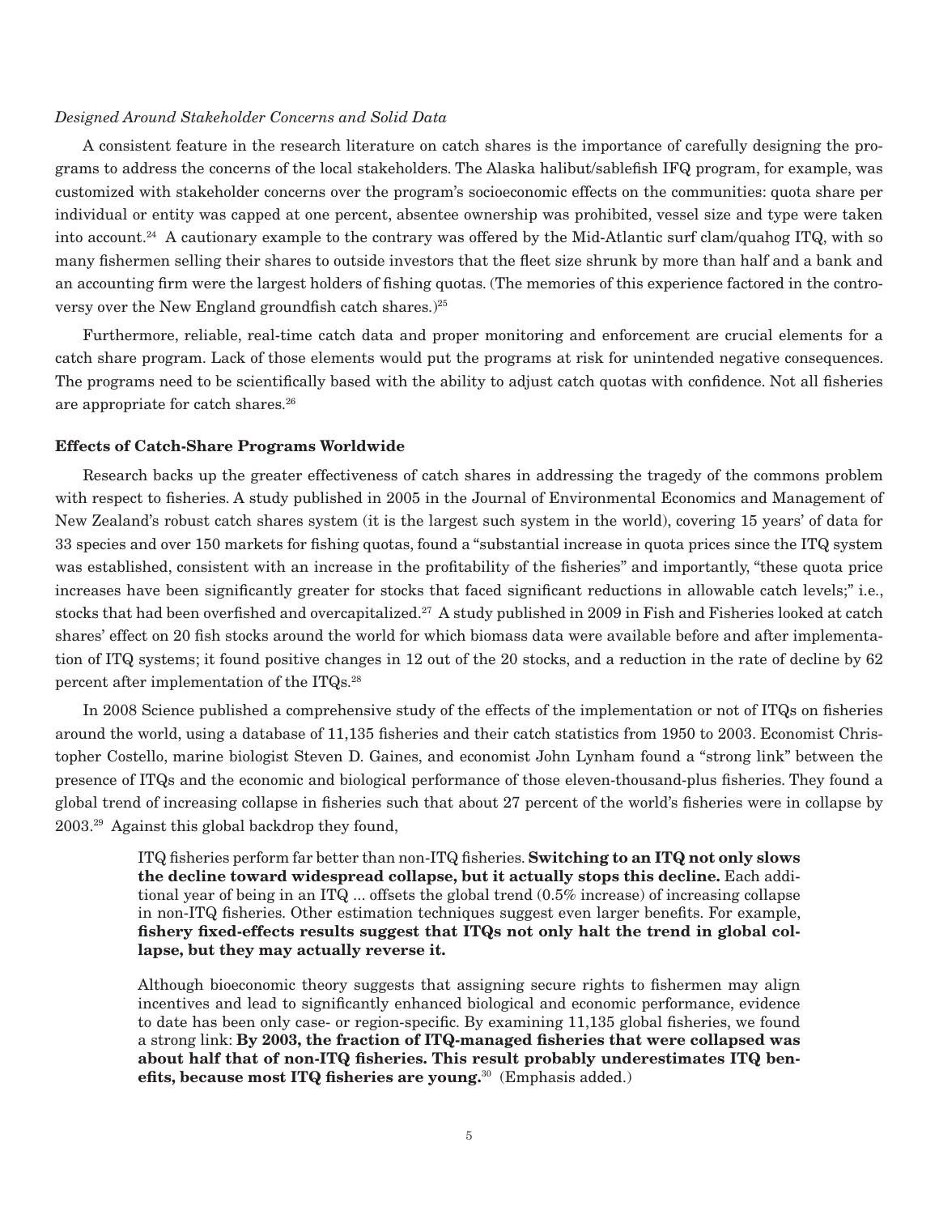*Designed Around Stakeholder Concerns and Solid Data*

A consistent feature in the research literature on catch shares is the importance of carefully designing the programs to address the concerns of the local stakeholders. The Alaska halibut/sablefish IFQ program, for example, was customized with stakeholder concerns over the program's socioeconomic effects on the communities: quota share per individual or entity was capped at one percent, absentee ownership was prohibited, vessel size and type were taken into account.[24] A cautionary example to the contrary was offered by the Mid-Atlantic surf clam/quahog ITQ, with so many fishermen selling their shares to outside investors that the fleet size shrunk by more than half and a bank and an accounting firm were the largest holders of fishing quotas. (The memories of this experience factored in the controversy over the New England groundfish catch shares.)[25]

Furthermore, reliable, real-time catch data and proper monitoring and enforcement are crucial elements for a catch share program. Lack of those elements would put the programs at risk for unintended negative consequences. The programs need to be scientifically based with the ability to adjust catch quotas with confidence. Not all fisheries are appropriate for catch shares.[26]

**Effects of Catch-Share Programs Worldwide**

Research backs up the greater effectiveness of catch shares in addressing the tragedy of the commons problem with respect to fisheries. A study published in 2005 in the Journal of Environmental Economics and Management of New Zealand's robust catch shares system (it is the largest such system in the world), covering 15 years' of data for 33 species and over 150 markets for fishing quotas, found a "substantial increase in quota prices since the ITQ system was established, consistent with an increase in the profitability of the fisheries" and importantly, "these quota price increases have been significantly greater for stocks that faced significant reductions in allowable catch levels;" i.e., stocks that had been overfished and overcapitalized.[27] A study published in 2009 in Fish and Fisheries looked at catch shares' effect on 20 fish stocks around the world for which biomass data were available before and after implementation of ITQ systems; it found positive changes in 12 out of the 20 stocks, and a reduction in the rate of decline by 62 percent after implementation of the ITQs.[28]

In 2008 Science published a comprehensive study of the effects of the implementation or not of ITQs on fisheries around the world, using a database of 11,135 fisheries and their catch statistics from 1950 to 2003. Economist Christopher Costello, marine biologist Steven D. Gaines, and economist John Lynham found a "strong link" between the presence of ITQs and the economic and biological performance of those eleven-thousand-plus fisheries. They found a global trend of increasing collapse in fisheries such that about 27 percent of the world's fisheries were in collapse by 2003.[29] Against this global backdrop they found,

> ITQ fisheries perform far better than non-ITQ fisheries. **Switching to an ITQ not only slows the decline toward widespread collapse, but it actually stops this decline.** Each additional year of being in an ITQ ... offsets the global trend (0.5% increase) of increasing collapse in non-ITQ fisheries. Other estimation techniques suggest even larger benefits. For example, **fishery fixed-effects results suggest that ITQs not only halt the trend in global collapse, but they may actually reverse it.**
>
> Although bioeconomic theory suggests that assigning secure rights to fishermen may align incentives and lead to significantly enhanced biological and economic performance, evidence to date has been only case- or region-specific. By examining 11,135 global fisheries, we found a strong link: **By 2003, the fraction of ITQ-managed fisheries that were collapsed was about half that of non-ITQ fisheries. This result probably underestimates ITQ benefits, because most ITQ fisheries are young.**[30] (Emphasis added.)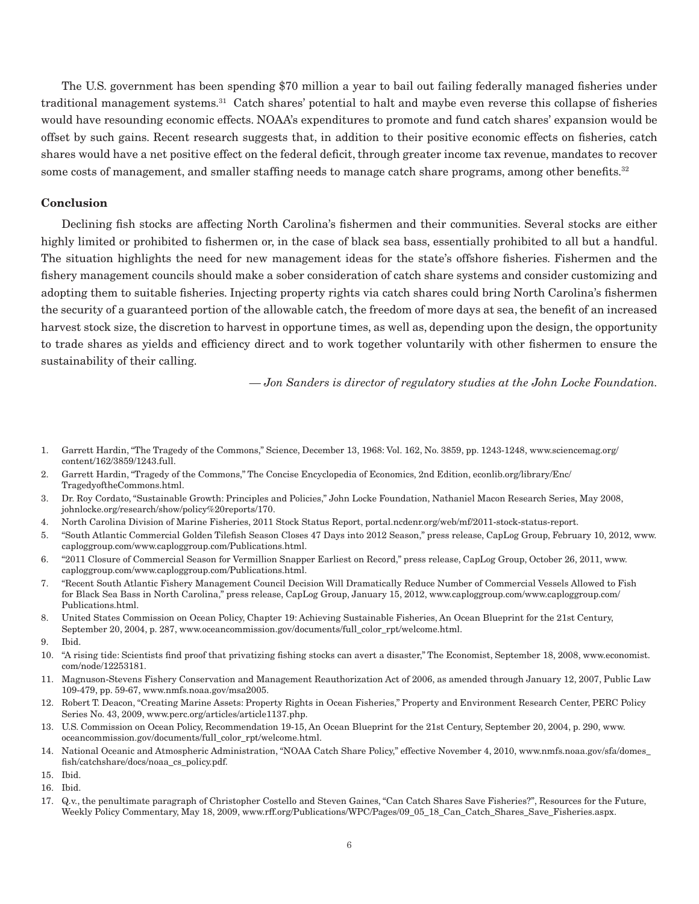The U.S. government has been spending $70 million a year to bail out failing federally managed fisheries under traditional management systems.[31] Catch shares' potential to halt and maybe even reverse this collapse of fisheries would have resounding economic effects. NOAA's expenditures to promote and fund catch shares' expansion would be offset by such gains. Recent research suggests that, in addition to their positive economic effects on fisheries, catch shares would have a net positive effect on the federal deficit, through greater income tax revenue, mandates to recover some costs of management, and smaller staffing needs to manage catch share programs, among other benefits.[32]

**Conclusion**

Declining fish stocks are affecting North Carolina's fishermen and their communities. Several stocks are either highly limited or prohibited to fishermen or, in the case of black sea bass, essentially prohibited to all but a handful. The situation highlights the need for new management ideas for the state's offshore fisheries. Fishermen and the fishery management councils should make a sober consideration of catch share systems and consider customizing and adopting them to suitable fisheries. Injecting property rights via catch shares could bring North Carolina's fishermen the security of a guaranteed portion of the allowable catch, the freedom of more days at sea, the benefit of an increased harvest stock size, the discretion to harvest in opportune times, as well as, depending upon the design, the opportunity to trade shares as yields and efficiency direct and to work together voluntarily with other fishermen to ensure the sustainability of their calling.

*— Jon Sanders is director of regulatory studies at the John Locke Foundation.*

1. Garrett Hardin, "The Tragedy of the Commons," Science, December 13, 1968: Vol. 162, No. 3859, pp. 1243-1248, www.sciencemag.org/content/162/3859/1243.full.
2. Garrett Hardin, "Tragedy of the Commons," The Concise Encyclopedia of Economics, 2nd Edition, econlib.org/library/Enc/TragedyoftheCommons.html.
3. Dr. Roy Cordato, "Sustainable Growth: Principles and Policies," John Locke Foundation, Nathaniel Macon Research Series, May 2008, johnlocke.org/research/show/policy%20reports/170.
4. North Carolina Division of Marine Fisheries, 2011 Stock Status Report, portal.ncdenr.org/web/mf/2011-stock-status-report.
5. "South Atlantic Commercial Golden Tilefish Season Closes 47 Days into 2012 Season," press release, CapLog Group, February 10, 2012, www.caploggroup.com/www.caploggroup.com/Publications.html.
6. "2011 Closure of Commercial Season for Vermillion Snapper Earliest on Record," press release, CapLog Group, October 26, 2011, www.caploggroup.com/www.caploggroup.com/Publications.html.
7. "Recent South Atlantic Fishery Management Council Decision Will Dramatically Reduce Number of Commercial Vessels Allowed to Fish for Black Sea Bass in North Carolina," press release, CapLog Group, January 15, 2012, www.caploggroup.com/www.caploggroup.com/Publications.html.
8. United States Commission on Ocean Policy, Chapter 19: Achieving Sustainable Fisheries, An Ocean Blueprint for the 21st Century, September 20, 2004, p. 287, www.oceancommission.gov/documents/full_color_rpt/welcome.html.
9. Ibid.
10. "A rising tide: Scientists find proof that privatizing fishing stocks can avert a disaster," The Economist, September 18, 2008, www.economist.com/node/12253181.
11. Magnuson-Stevens Fishery Conservation and Management Reauthorization Act of 2006, as amended through January 12, 2007, Public Law 109-479, pp. 59-67, www.nmfs.noaa.gov/msa2005.
12. Robert T. Deacon, "Creating Marine Assets: Property Rights in Ocean Fisheries," Property and Environment Research Center, PERC Policy Series No. 43, 2009, www.perc.org/articles/article1137.php.
13. U.S. Commission on Ocean Policy, Recommendation 19-15, An Ocean Blueprint for the 21st Century, September 20, 2004, p. 290, www.oceancommission.gov/documents/full_color_rpt/welcome.html.
14. National Oceanic and Atmospheric Administration, "NOAA Catch Share Policy," effective November 4, 2010, www.nmfs.noaa.gov/sfa/domes_fish/catchshare/docs/noaa_cs_policy.pdf.
15. Ibid.
16. Ibid.
17. Q.v., the penultimate paragraph of Christopher Costello and Steven Gaines, "Can Catch Shares Save Fisheries?", Resources for the Future, Weekly Policy Commentary, May 18, 2009, www.rff.org/Publications/WPC/Pages/09_05_18_Can_Catch_Shares_Save_Fisheries.aspx.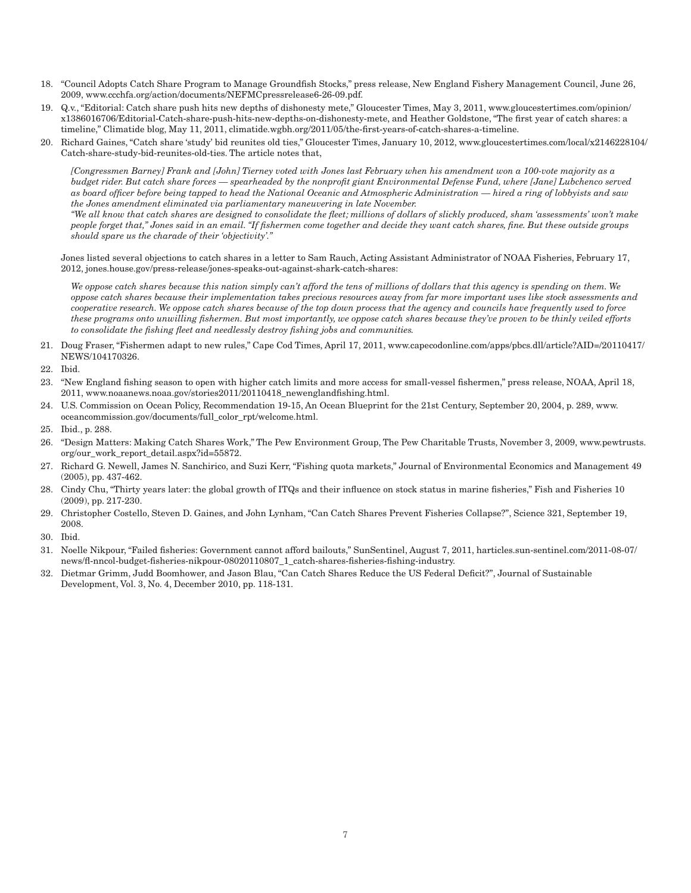18. "Council Adopts Catch Share Program to Manage Groundfish Stocks," press release, New England Fishery Management Council, June 26, 2009, www.ccchfa.org/action/documents/NEFMCpressrelease6-26-09.pdf.

19. Q.v., "Editorial: Catch share push hits new depths of dishonesty mete," Gloucester Times, May 3, 2011, www.gloucestertimes.com/opinion/x1386016706/Editorial-Catch-share-push-hits-new-depths-on-dishonesty-mete, and Heather Goldstone, "The first year of catch shares: a timeline," Climatide blog, May 11, 2011, climatide.wgbh.org/2011/05/the-first-years-of-catch-shares-a-timeline.

20. Richard Gaines, "Catch share 'study' bid reunites old ties," Gloucester Times, January 10, 2012, www.gloucestertimes.com/local/x2146228104/Catch-share-study-bid-reunites-old-ties. The article notes that,

    *[Congressmen Barney] Frank and [John] Tierney voted with Jones last February when his amendment won a 100-vote majority as a budget rider. But catch share forces — spearheaded by the nonprofit giant Environmental Defense Fund, where [Jane] Lubchenco served as board officer before being tapped to head the National Oceanic and Atmospheric Administration — hired a ring of lobbyists and saw the Jones amendment eliminated via parliamentary maneuvering in late November.*
    *"We all know that catch shares are designed to consolidate the fleet; millions of dollars of slickly produced, sham 'assessments' won't make people forget that," Jones said in an email. "If fishermen come together and decide they want catch shares, fine. But these outside groups should spare us the charade of their 'objectivity'."*

    Jones listed several objections to catch shares in a letter to Sam Rauch, Acting Assistant Administrator of NOAA Fisheries, February 17, 2012, jones.house.gov/press-release/jones-speaks-out-against-shark-catch-shares:

    *We oppose catch shares because this nation simply can't afford the tens of millions of dollars that this agency is spending on them. We oppose catch shares because their implementation takes precious resources away from far more important uses like stock assessments and cooperative research. We oppose catch shares because of the top down process that the agency and councils have frequently used to force these programs onto unwilling fishermen. But most importantly, we oppose catch shares because they've proven to be thinly veiled efforts to consolidate the fishing fleet and needlessly destroy fishing jobs and communities.*

21. Doug Fraser, "Fishermen adapt to new rules," Cape Cod Times, April 17, 2011, www.capecodonline.com/apps/pbcs.dll/article?AID=/20110417/NEWS/104170326.

22. Ibid.

23. "New England fishing season to open with higher catch limits and more access for small-vessel fishermen," press release, NOAA, April 18, 2011, www.noaanews.noaa.gov/stories2011/20110418_newenglandfishing.html.

24. U.S. Commission on Ocean Policy, Recommendation 19-15, An Ocean Blueprint for the 21st Century, September 20, 2004, p. 289, www.oceancommission.gov/documents/full_color_rpt/welcome.html.

25. Ibid., p. 288.

26. "Design Matters: Making Catch Shares Work," The Pew Environment Group, The Pew Charitable Trusts, November 3, 2009, www.pewtrusts.org/our_work_report_detail.aspx?id=55872.

27. Richard G. Newell, James N. Sanchirico, and Suzi Kerr, "Fishing quota markets," Journal of Environmental Economics and Management 49 (2005), pp. 437-462.

28. Cindy Chu, "Thirty years later: the global growth of ITQs and their influence on stock status in marine fisheries," Fish and Fisheries 10 (2009), pp. 217-230.

29. Christopher Costello, Steven D. Gaines, and John Lynham, "Can Catch Shares Prevent Fisheries Collapse?", Science 321, September 19, 2008.

30. Ibid.

31. Noelle Nikpour, "Failed fisheries: Government cannot afford bailouts," SunSentinel, August 7, 2011, harticles.sun-sentinel.com/2011-08-07/news/fl-nncol-budget-fisheries-nikpour-08020110807_1_catch-shares-fisheries-fishing-industry.

32. Dietmar Grimm, Judd Boomhower, and Jason Blau, "Can Catch Shares Reduce the US Federal Deficit?", Journal of Sustainable Development, Vol. 3, No. 4, December 2010, pp. 118-131.